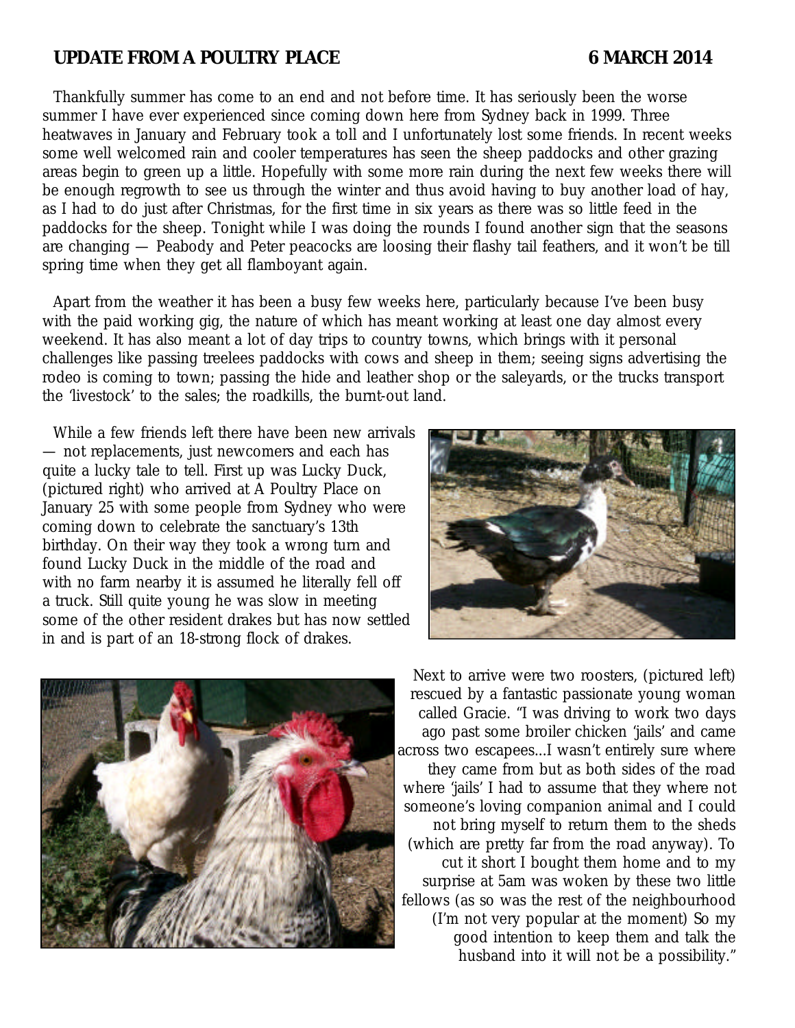## UPDATE FROM A POULTRY PLACE 6 MARCH 2014

Thankfully summer has come to an end and not before time. It has seriously been the worse summer I have ever experienced since coming down here from Sydney back in 1999. Three heatwaves in January and February took a toll and I unfortunately lost some friends. In recent weeks some well welcomed rain and cooler temperatures has seen the sheep paddocks and other grazing areas begin to green up a little. Hopefully with some more rain during the next few weeks there will be enough regrowth to see us through the winter and thus avoid having to buy another load of hay, as I had to do just after Christmas, for the first time in six years as there was so little feed in the paddocks for the sheep. Tonight while I was doing the rounds I found another sign that the seasons are changing — Peabody and Peter peacocks are loosing their flashy tail feathers, and it won't be till spring time when they get all flamboyant again.

Apart from the weather it has been a busy few weeks here, particularly because I've been busy with the paid working gig, the nature of which has meant working at least one day almost every weekend. It has also meant a lot of day trips to country towns, which brings with it personal challenges like passing treelees paddocks with cows and sheep in them; seeing signs advertising the rodeo is coming to town; passing the hide and leather shop or the saleyards, or the trucks transport the 'livestock' to the sales; the roadkills, the burnt-out land.

While a few friends left there have been new arrivals — not replacements, just newcomers and each has quite a lucky tale to tell. First up was Lucky Duck, (pictured right) who arrived at A Poultry Place on January 25 with some people from Sydney who were coming down to celebrate the sanctuary's 13th birthday. On their way they took a wrong turn and found Lucky Duck in the middle of the road and with no farm nearby it is assumed he literally fell off a truck. Still quite young he was slow in meeting some of the other resident drakes but has now settled in and is part of an 18-strong flock of drakes.

Next to arrive were two roosters, (pictured left) rescued by a fantastic passionate young woman called Gracie. "I was driving to work two days ago past some broiler chicken 'jails' and came across two escapees...I wasn't entirely sure where they came from but as both sides of the road where 'jails' I had to assume that they where not someone's loving companion animal and I could not bring myself to return them to the sheds (which are pretty far from the road anyway). To cut it short I bought them home and to my surprise at 5am was woken by these two little fellows (as so was the rest of the neighbourhood (I'm not very popular at the moment) So my good intention to keep them and talk the husband into it will not be a possibility."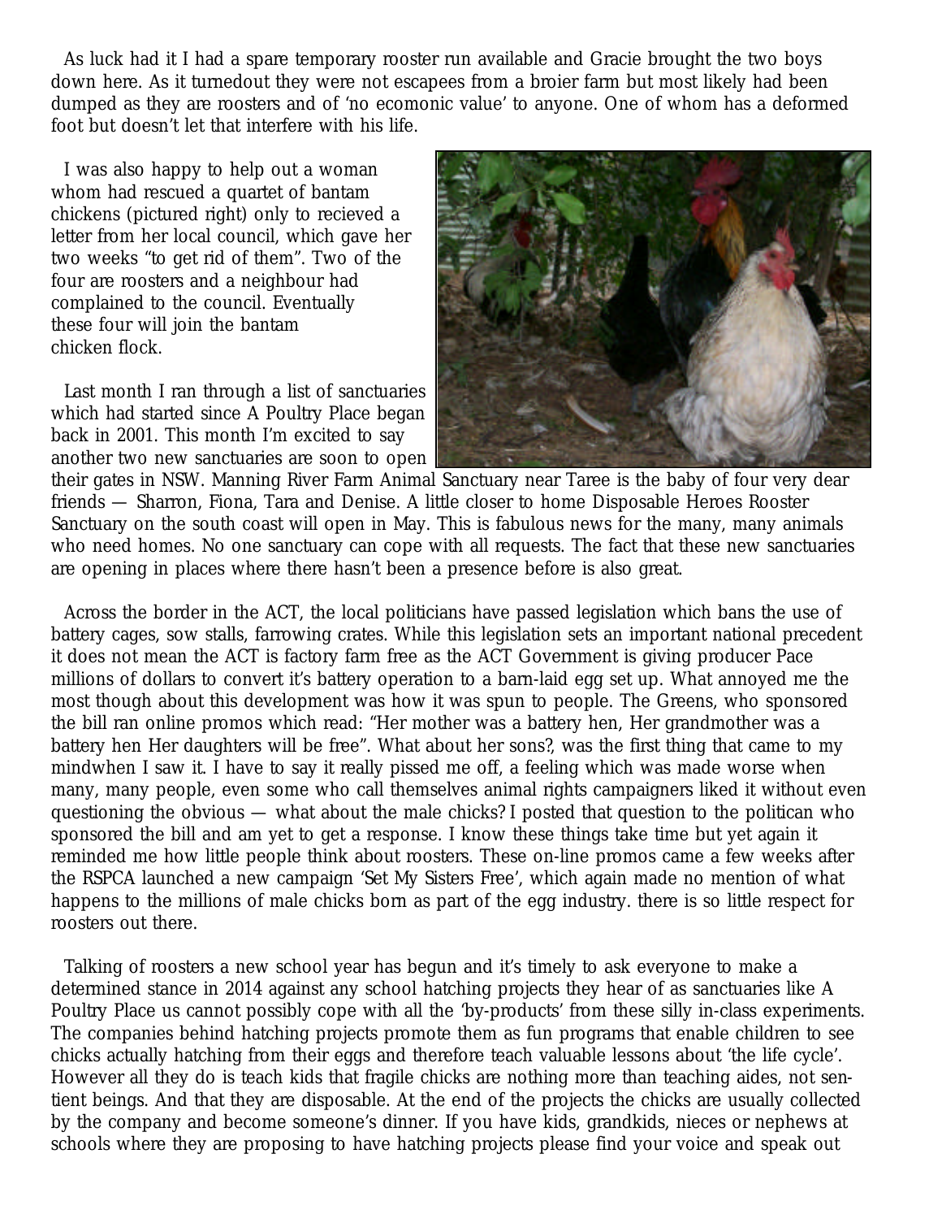As luck had it I had a spare temporary rooster run available and Gracie brought the two boys down here. As it turnedout they were not escapees from a broier farm but most likely had been dumped as they are roosters and of 'no ecomonic value' to anyone. One of whom has a deformed foot but doesn't let that interfere with his life.

I was also happy to help out a woman whom had rescued a quartet of bantam chickens (pictured right) only to recieved a letter from her local council, which gave her two weeks "to get rid of them". Two of the four are roosters and a neighbour had complained to the council. Eventually these four will join the bantam chicken flock.

Last month I ran through a list of sanctuaries which had started since A Poultry Place began back in 2001. This month I'm excited to say another two new sanctuaries are soon to open their gates in NSW. Manning River Farm Animal Sanctuary near Taree is the baby of four very dear friends — Sharron, Fiona, Tara and Denise. A little closer to home Disposable Heroes Rooster Sanctuary on the south coast will open in May. This is fabulous news for the many, many animals who need homes. No one sanctuary can cope with all requests. The fact that these new sanctuaries are opening in places where there hasn't been a presence before is also great.

Across the border in the ACT, the local politicians have passed legislation which bans the use of battery cages, sow stalls, farrowing crates. While this legislation sets an important national precedent it does not mean the ACT is factory farm free as the ACT Government is giving producer Pace millions of dollars to convert it's battery operation to a barn-laid egg set up. What annoyed me the most though about this development was how it was spun to people. The Greens, who sponsored the bill ran online promos which read: "Her mother was a battery hen, Her grandmother was a battery hen Her daughters will be free". What about her sons?, was the first thing that came to my mindwhen I saw it. I have to say it really pissed me off, a feeling which was made worse when many, many people, even some who call themselves animal rights campaigners liked it without even questioning the obvious — what about the male chicks? I posted that question to the politican who sponsored the bill and am yet to get a response. I know these things take time but yet again it reminded me how little people think about roosters. These on-line promos came a few weeks after the RSPCA launched a new campaign 'Set My Sisters Free', which again made no mention of what happens to the millions of male chicks born as part of the egg industry. there is so little respect for roosters out there.

Talking of roosters a new school year has begun and it's timely to ask everyone to make a determined stance in 2014 against any school hatching projects they hear of as sanctuaries like A Poultry Place us cannot possibly cope with all the 'by-products' from these silly in-class experiments. The companies behind hatching projects promote them as fun programs that enable children to see chicks actually hatching from their eggs and therefore teach valuable lessons about 'the life cycle'. However all they do is teach kids that fragile chicks are nothing more than teaching aides, not sentient beings. And that they are disposable. At the end of the projects the chicks are usually collected by the company and become someone's dinner. If you have kids, grandkids, nieces or nephews at schools where they are proposing to have hatching projects please find your voice and speak out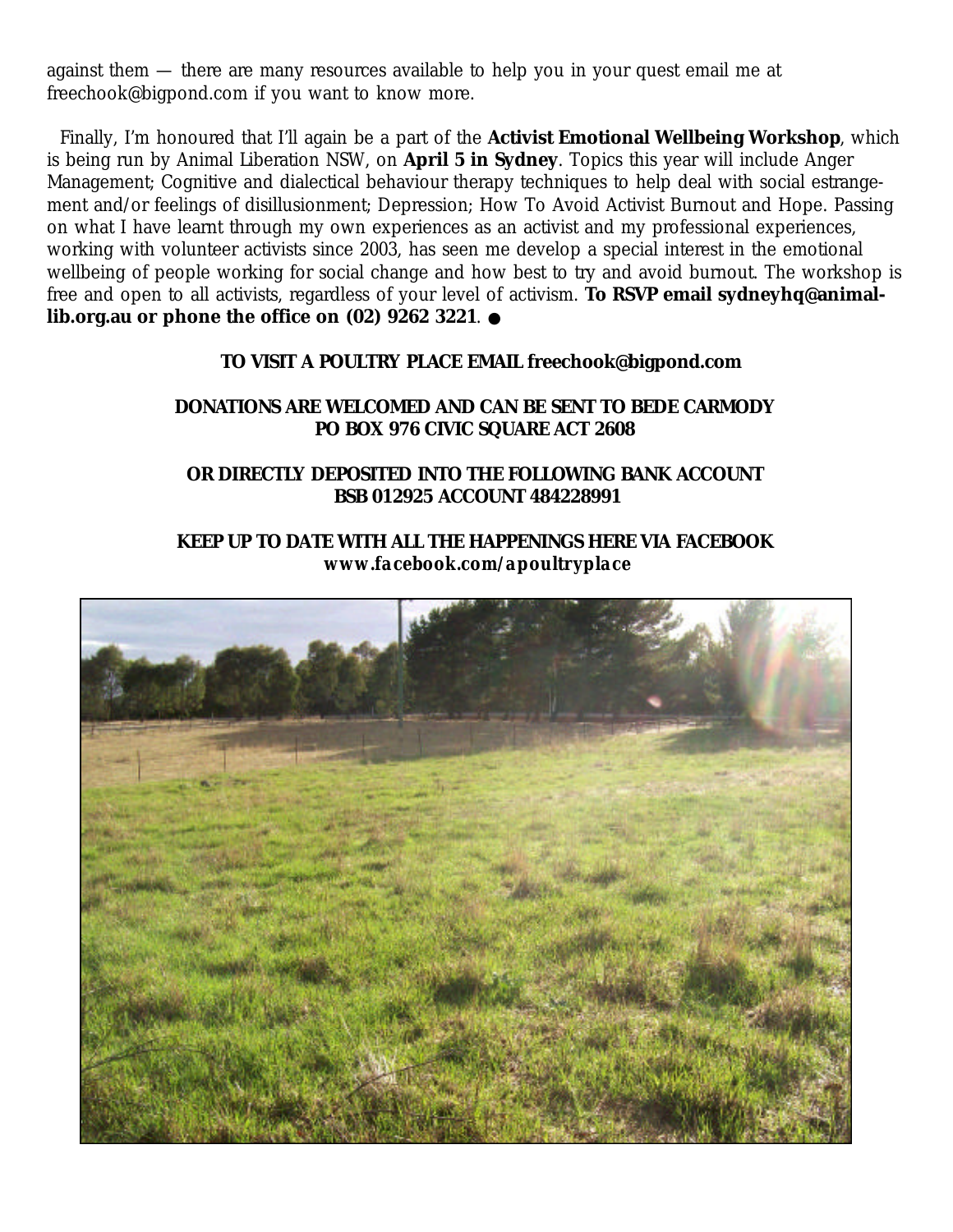against them — there are many resources available to help you in your quest email me at freechook@bigpond.com if you want to know more.

Finally, I'm honoured that I'll again be a part of the **Activist Emotional Wellbeing Workshop**, which is being run by Animal Liberation NSW, on **April 5 in Sydney**. Topics this year will include Anger Management; Cognitive and dialectical behaviour therapy techniques to help deal with social estrangement and/or feelings of disillusionment; Depression; How To Avoid Activist Burnout and Hope. Passing on what I have learnt through my own experiences as an activist and my professional experiences, working with volunteer activists since 2003, has seen me develop a special interest in the emotional wellbeing of people working for social change and how best to try and avoid burnout. The workshop is free and open to all activists, regardless of your level of activism. **To RSVP email sydneyhq@animal-lib.org.au or phone the office on (02) 9262 3221**. ●

**TO VISIT A POULTRY PLACE EMAIL freechook@bigpond.com**

**DONATIONS ARE WELCOMED AND CAN BE SENT TO BEDE CARMODY
PO BOX 976 CIVIC SQUARE ACT 2608**

**OR DIRECTLY DEPOSITED INTO THE FOLLOWING BANK ACCOUNT
BSB 012925 ACCOUNT 484228991**

**KEEP UP TO DATE WITH ALL THE HAPPENINGS HERE VIA FACEBOOK
www.facebook.com/apoultryplace**